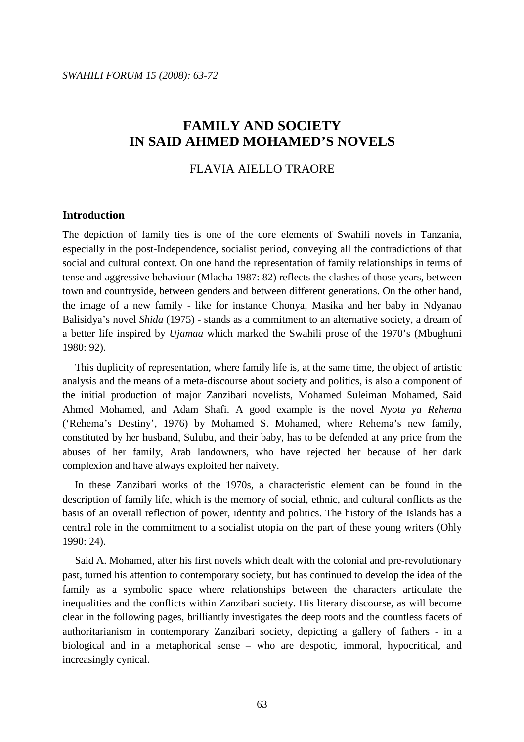# FAMILY AND SOCIETY IN SAID AHMED MOHAMED'S NOVELS

FLAVIA AIELLO TRAORE

## Introduction

The depiction of family ties is one of the core elements of Swahili novels in Tanzania, especially in the post-Independence, socialist period, conveying all the contradictions of that social and cultural context. On one hand the representation of family relationships in terms of tense and aggressive behaviour (Mlacha 1987: 82) reflects the clashes of those years, between town and countryside, between genders and between different generations. On the other hand, the image of a new family - like for instance Chonya, Masika and her baby in Ndyanao Balisidya's novel *Shida* (1975) - stands as a commitment to an alternative society, a dream of a better life inspired by *Ujamaa* which marked the Swahili prose of the 1970's (Mbughuni 1980: 92).

This duplicity of representation, where family life is, at the same time, the object of artistic analysis and the means of a meta-discourse about society and politics, is also a component of the initial production of major Zanzibari novelists, Mohamed Suleiman Mohamed, Said Ahmed Mohamed, and Adam Shafi. A good example is the novel *Nyota ya Rehema* ('Rehema's Destiny', 1976) by Mohamed S. Mohamed, where Rehema's new family, constituted by her husband, Sulubu, and their baby, has to be defended at any price from the abuses of her family, Arab landowners, who have rejected her because of her dark complexion and have always exploited her naivety.

In these Zanzibari works of the 1970s, a characteristic element can be found in the description of family life, which is the memory of social, ethnic, and cultural conflicts as the basis of an overall reflection of power, identity and politics. The history of the Islands has a central role in the commitment to a socialist utopia on the part of these young writers (Ohly 1990: 24).

Said A. Mohamed, after his first novels which dealt with the colonial and pre-revolutionary past, turned his attention to contemporary society, but has continued to develop the idea of the family as a symbolic space where relationships between the characters articulate the inequalities and the conflicts within Zanzibari society. His literary discourse, as will become clear in the following pages, brilliantly investigates the deep roots and the countless facets of authoritarianism in contemporary Zanzibari society, depicting a gallery of fathers - in a biological and in a metaphorical sense – who are despotic, immoral, hypocritical, and increasingly cynical.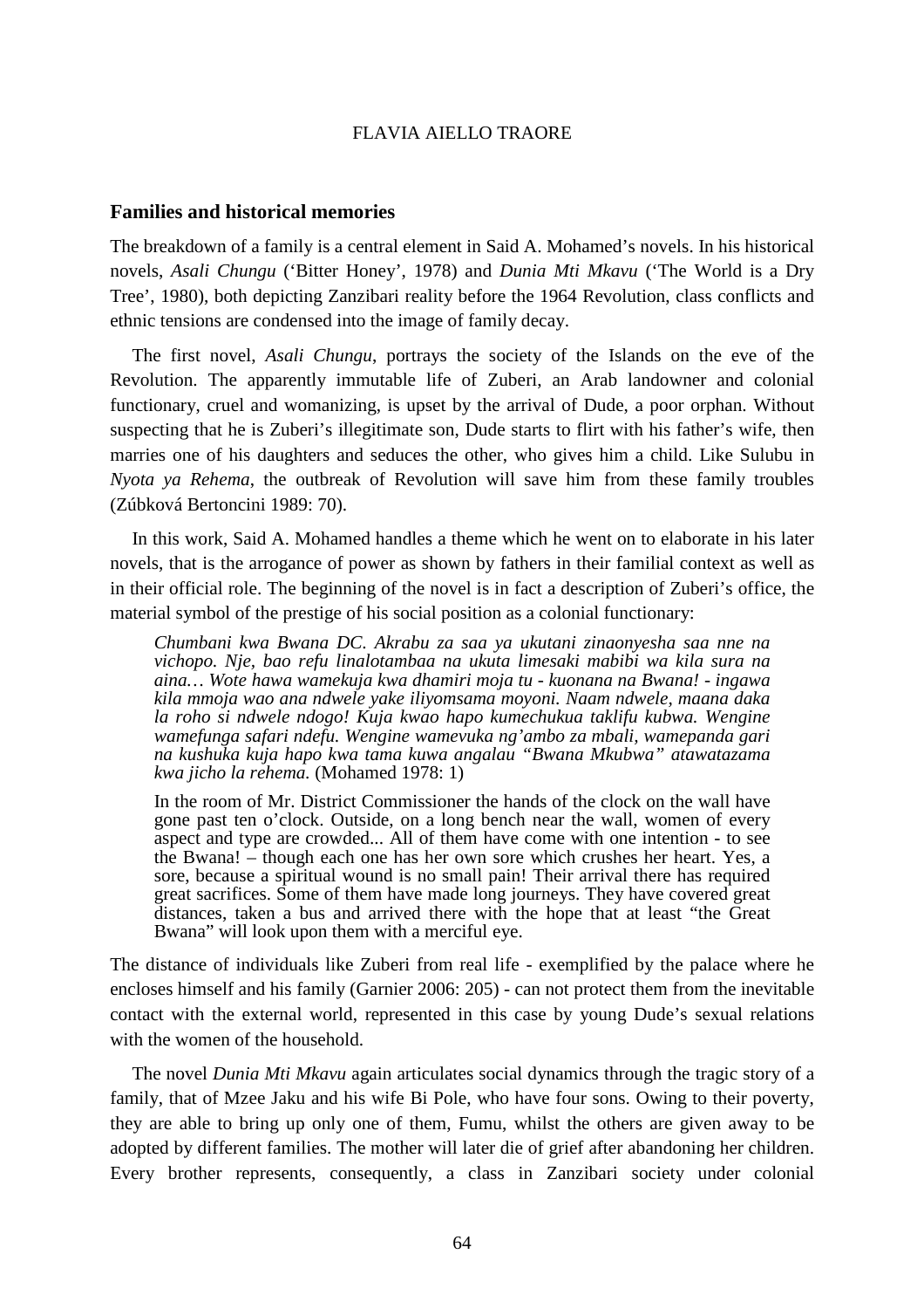## Families and historical memories

The breakdown of a family is a central element in Said A. Mohamed's novels. In his historical novels, *Asali Chungu* ('Bitter Honey', 1978) and *Dunia Mti Mkavu* ('The World is a Dry Tree', 1980), both depicting Zanzibari reality before the 1964 Revolution, class conflicts and ethnic tensions are condensed into the image of family decay.

The first novel, *Asali Chungu*, portrays the society of the Islands on the eve of the Revolution. The apparently immutable life of Zuberi, an Arab landowner and colonial functionary, cruel and womanizing, is upset by the arrival of Dude, a poor orphan. Without suspecting that he is Zuberi's illegitimate son, Dude starts to flirt with his father's wife, then marries one of his daughters and seduces the other, who gives him a child. Like Sulubu in *Nyota ya Rehema*, the outbreak of Revolution will save him from these family troubles (Zúbková Bertoncini 1989: 70).

In this work, Said A. Mohamed handles a theme which he went on to elaborate in his later novels, that is the arrogance of power as shown by fathers in their familial context as well as in their official role. The beginning of the novel is in fact a description of Zuberi's office, the material symbol of the prestige of his social position as a colonial functionary:

> *Chumbani kwa Bwana DC. Akrabu za saa ya ukutani zinaonyesha saa nne na vichopo. Nje, bao refu linalotambaa na ukuta limesaki mabibi wa kila sura na aina… Wote hawa wamekuja kwa dhamiri moja tu - kuonana na Bwana! - ingawa kila mmoja wao ana ndwele yake iliyomsama moyoni. Naam ndwele, maana daka la roho si ndwele ndogo! Kuja kwao hapo kumechukua taklifu kubwa. Wengine wamefunga safari ndefu. Wengine wamevuka ng'ambo za mbali, wamepanda gari na kushuka kuja hapo kwa tama kuwa angalau "Bwana Mkubwa" atawatazama kwa jicho la rehema.* (Mohamed 1978: 1)
>
> In the room of Mr. District Commissioner the hands of the clock on the wall have gone past ten o'clock. Outside, on a long bench near the wall, women of every aspect and type are crowded... All of them have come with one intention - to see the Bwana! – though each one has her own sore which crushes her heart. Yes, a sore, because a spiritual wound is no small pain! Their arrival there has required great sacrifices. Some of them have made long journeys. They have covered great distances, taken a bus and arrived there with the hope that at least "the Great Bwana" will look upon them with a merciful eye.

The distance of individuals like Zuberi from real life - exemplified by the palace where he encloses himself and his family (Garnier 2006: 205) - can not protect them from the inevitable contact with the external world, represented in this case by young Dude's sexual relations with the women of the household.

The novel *Dunia Mti Mkavu* again articulates social dynamics through the tragic story of a family, that of Mzee Jaku and his wife Bi Pole, who have four sons. Owing to their poverty, they are able to bring up only one of them, Fumu, whilst the others are given away to be adopted by different families. The mother will later die of grief after abandoning her children. Every brother represents, consequently, a class in Zanzibari society under colonial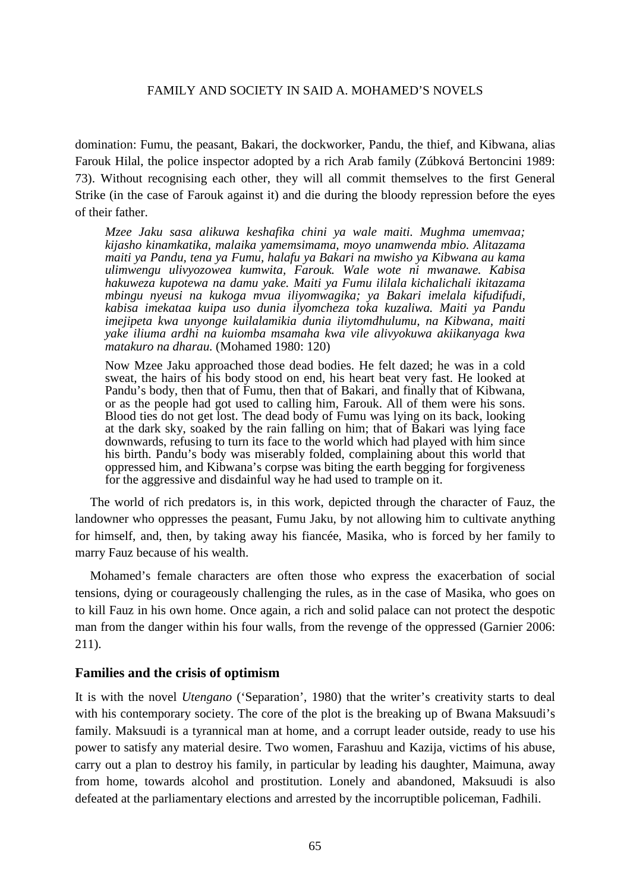domination: Fumu, the peasant, Bakari, the dockworker, Pandu, the thief, and Kibwana, alias Farouk Hilal, the police inspector adopted by a rich Arab family (Zúbková Bertoncini 1989: 73). Without recognising each other, they will all commit themselves to the first General Strike (in the case of Farouk against it) and die during the bloody repression before the eyes of their father.

> *Mzee Jaku sasa alikuwa keshafika chini ya wale maiti. Mughma umemvaa; kijasho kinamkatika, malaika yamemsimama, moyo unamwenda mbio. Alitazama maiti ya Pandu, tena ya Fumu, halafu ya Bakari na mwisho ya Kibwana au kama ulimwengu ulivyozowea kumwita, Farouk. Wale wote ni mwanawe. Kabisa hakuweza kupotewa na damu yake. Maiti ya Fumu ililala kichalichali ikitazama mbingu nyeusi na kukoga mvua iliyomwagika; ya Bakari imelala kifudifudi, kabisa imekataa kuipa uso dunia iliyomcheza toka kuzaliwa. Maiti ya Pandu imejipeta kwa unyonge kuilalamikia dunia iliytomdhulumu, na Kibwana, maiti yake iliuma ardhi na kuiomba msamaha kwa vile alivyokuwa akiikanyaga kwa matakuro na dharau.* (Mohamed 1980: 120)
>
> Now Mzee Jaku approached those dead bodies. He felt dazed; he was in a cold sweat, the hairs of his body stood on end, his heart beat very fast. He looked at Pandu's body, then that of Fumu, then that of Bakari, and finally that of Kibwana, or as the people had got used to calling him, Farouk. All of them were his sons. Blood ties do not get lost. The dead body of Fumu was lying on its back, looking at the dark sky, soaked by the rain falling on him; that of Bakari was lying face downwards, refusing to turn its face to the world which had played with him since his birth. Pandu's body was miserably folded, complaining about this world that oppressed him, and Kibwana's corpse was biting the earth begging for forgiveness for the aggressive and disdainful way he had used to trample on it.

The world of rich predators is, in this work, depicted through the character of Fauz, the landowner who oppresses the peasant, Fumu Jaku, by not allowing him to cultivate anything for himself, and, then, by taking away his fiancée, Masika, who is forced by her family to marry Fauz because of his wealth.

Mohamed's female characters are often those who express the exacerbation of social tensions, dying or courageously challenging the rules, as in the case of Masika, who goes on to kill Fauz in his own home. Once again, a rich and solid palace can not protect the despotic man from the danger within his four walls, from the revenge of the oppressed (Garnier 2006: 211).

## Families and the crisis of optimism

It is with the novel *Utengano* ('Separation', 1980) that the writer's creativity starts to deal with his contemporary society. The core of the plot is the breaking up of Bwana Maksuudi's family. Maksuudi is a tyrannical man at home, and a corrupt leader outside, ready to use his power to satisfy any material desire. Two women, Farashuu and Kazija, victims of his abuse, carry out a plan to destroy his family, in particular by leading his daughter, Maimuna, away from home, towards alcohol and prostitution. Lonely and abandoned, Maksuudi is also defeated at the parliamentary elections and arrested by the incorruptible policeman, Fadhili.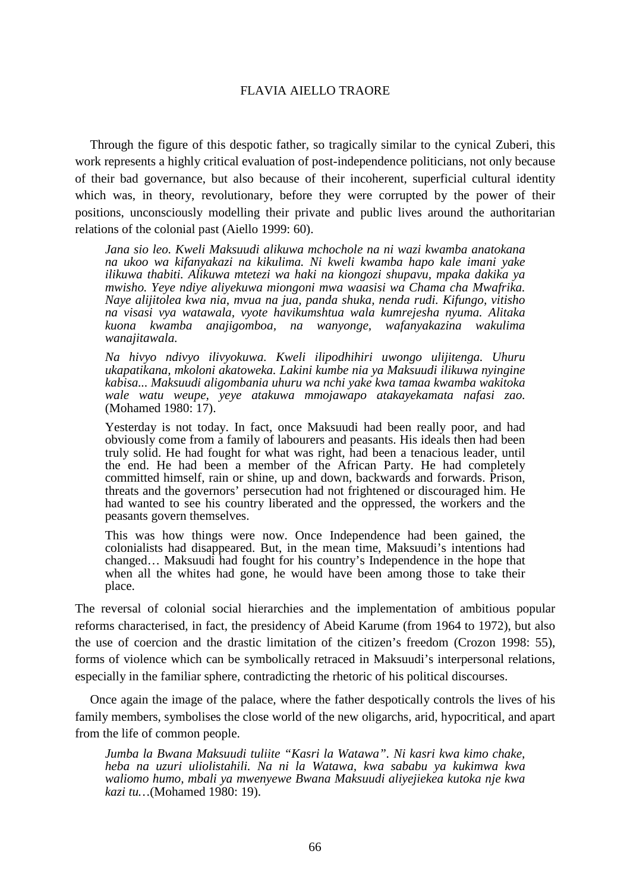Through the figure of this despotic father, so tragically similar to the cynical Zuberi, this work represents a highly critical evaluation of post-independence politicians, not only because of their bad governance, but also because of their incoherent, superficial cultural identity which was, in theory, revolutionary, before they were corrupted by the power of their positions, unconsciously modelling their private and public lives around the authoritarian relations of the colonial past (Aiello 1999: 60).

> *Jana sio leo. Kweli Maksuudi alikuwa mchochole na ni wazi kwamba anatokana na ukoo wa kifanyakazi na kikulima. Ni kweli kwamba hapo kale imani yake ilikuwa thabiti. Alikuwa mtetezi wa haki na kiongozi shupavu, mpaka dakika ya mwisho. Yeye ndiye aliyekuwa miongoni mwa waasisi wa Chama cha Mwafrika. Naye alijitolea kwa nia, mvua na jua, panda shuka, nenda rudi. Kifungo, vitisho na visasi vya watawala, vyote havikumshtua wala kumrejesha nyuma. Alitaka kuona kwamba anajigomboa, na wanyonge, wafanyakazina wakulima wanajitawala.*
>
> *Na hivyo ndivyo ilivyokuwa. Kweli ilipodhihiri uwongo ulijitenga. Uhuru ukapatikana, mkoloni akatoweka. Lakini kumbe nia ya Maksuudi ilikuwa nyingine kabisa... Maksuudi aligombania uhuru wa nchi yake kwa tamaa kwamba wakitoka wale watu weupe, yeye atakuwa mmojawapo atakayekamata nafasi zao.* (Mohamed 1980: 17).
>
> Yesterday is not today. In fact, once Maksuudi had been really poor, and had obviously come from a family of labourers and peasants. His ideals then had been truly solid. He had fought for what was right, had been a tenacious leader, until the end. He had been a member of the African Party. He had completely committed himself, rain or shine, up and down, backwards and forwards. Prison, threats and the governors' persecution had not frightened or discouraged him. He had wanted to see his country liberated and the oppressed, the workers and the peasants govern themselves.
>
> This was how things were now. Once Independence had been gained, the colonialists had disappeared. But, in the mean time, Maksuudi's intentions had changed… Maksuudi had fought for his country's Independence in the hope that when all the whites had gone, he would have been among those to take their place.

The reversal of colonial social hierarchies and the implementation of ambitious popular reforms characterised, in fact, the presidency of Abeid Karume (from 1964 to 1972), but also the use of coercion and the drastic limitation of the citizen's freedom (Crozon 1998: 55), forms of violence which can be symbolically retraced in Maksuudi's interpersonal relations, especially in the familiar sphere, contradicting the rhetoric of his political discourses.

Once again the image of the palace, where the father despotically controls the lives of his family members, symbolises the close world of the new oligarchs, arid, hypocritical, and apart from the life of common people.

> *Jumba la Bwana Maksuudi tuliite "Kasri la Watawa". Ni kasri kwa kimo chake, heba na uzuri uliolistahili. Na ni la Watawa, kwa sababu ya kukimwa kwa waliomo humo, mbali ya mwenyewe Bwana Maksuudi aliyejiekea kutoka nje kwa kazi tu…*(Mohamed 1980: 19).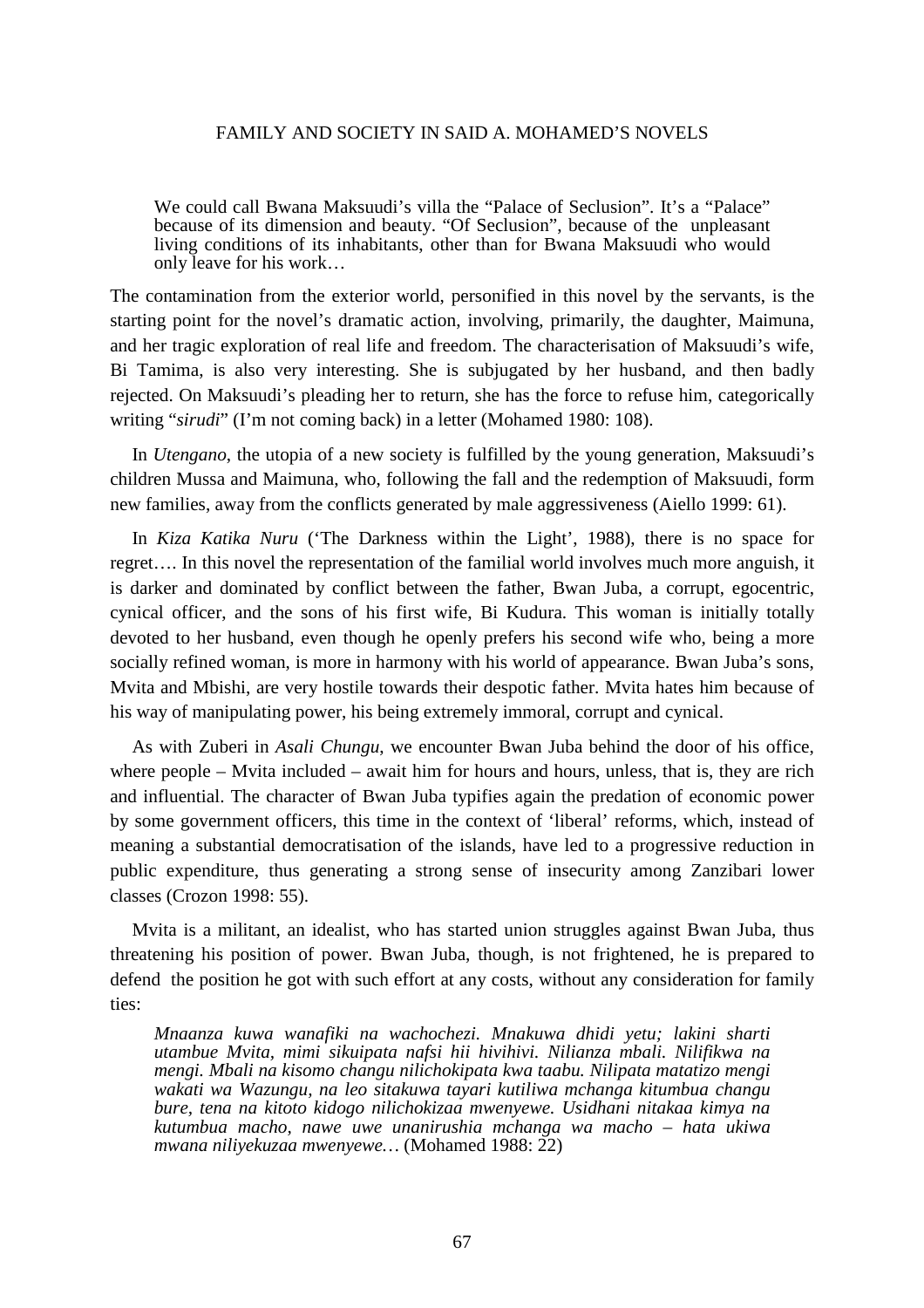> We could call Bwana Maksuudi's villa the "Palace of Seclusion". It's a "Palace" because of its dimension and beauty. "Of Seclusion", because of the unpleasant living conditions of its inhabitants, other than for Bwana Maksuudi who would only leave for his work…

The contamination from the exterior world, personified in this novel by the servants, is the starting point for the novel's dramatic action, involving, primarily, the daughter, Maimuna, and her tragic exploration of real life and freedom. The characterisation of Maksuudi's wife, Bi Tamima, is also very interesting. She is subjugated by her husband, and then badly rejected. On Maksuudi's pleading her to return, she has the force to refuse him, categorically writing "*sirudi*" (I'm not coming back) in a letter (Mohamed 1980: 108).

In *Utengano*, the utopia of a new society is fulfilled by the young generation, Maksuudi's children Mussa and Maimuna, who, following the fall and the redemption of Maksuudi, form new families, away from the conflicts generated by male aggressiveness (Aiello 1999: 61).

In *Kiza Katika Nuru* ('The Darkness within the Light', 1988), there is no space for regret…. In this novel the representation of the familial world involves much more anguish, it is darker and dominated by conflict between the father, Bwan Juba, a corrupt, egocentric, cynical officer, and the sons of his first wife, Bi Kudura. This woman is initially totally devoted to her husband, even though he openly prefers his second wife who, being a more socially refined woman, is more in harmony with his world of appearance. Bwan Juba's sons, Mvita and Mbishi, are very hostile towards their despotic father. Mvita hates him because of his way of manipulating power, his being extremely immoral, corrupt and cynical.

As with Zuberi in *Asali Chungu*, we encounter Bwan Juba behind the door of his office, where people – Mvita included – await him for hours and hours, unless, that is, they are rich and influential. The character of Bwan Juba typifies again the predation of economic power by some government officers, this time in the context of 'liberal' reforms, which, instead of meaning a substantial democratisation of the islands, have led to a progressive reduction in public expenditure, thus generating a strong sense of insecurity among Zanzibari lower classes (Crozon 1998: 55).

Mvita is a militant, an idealist, who has started union struggles against Bwan Juba, thus threatening his position of power. Bwan Juba, though, is not frightened, he is prepared to defend the position he got with such effort at any costs, without any consideration for family ties:

> *Mnaanza kuwa wanafiki na wachochezi. Mnakuwa dhidi yetu; lakini sharti utambue Mvita, mimi sikuipata nafsi hii hivihivi. Nilianza mbali. Nilifikwa na mengi. Mbali na kisomo changu nilichokipata kwa taabu. Nilipata matatizo mengi wakati wa Wazungu, na leo sitakuwa tayari kutiliwa mchanga kitumbua changu bure, tena na kitoto kidogo nilichokizaa mwenyewe. Usidhani nitakaa kimya na kutumbua macho, nawe uwe unanirushia mchanga wa macho – hata ukiwa mwana niliyekuzaa mwenyewe…* (Mohamed 1988: 22)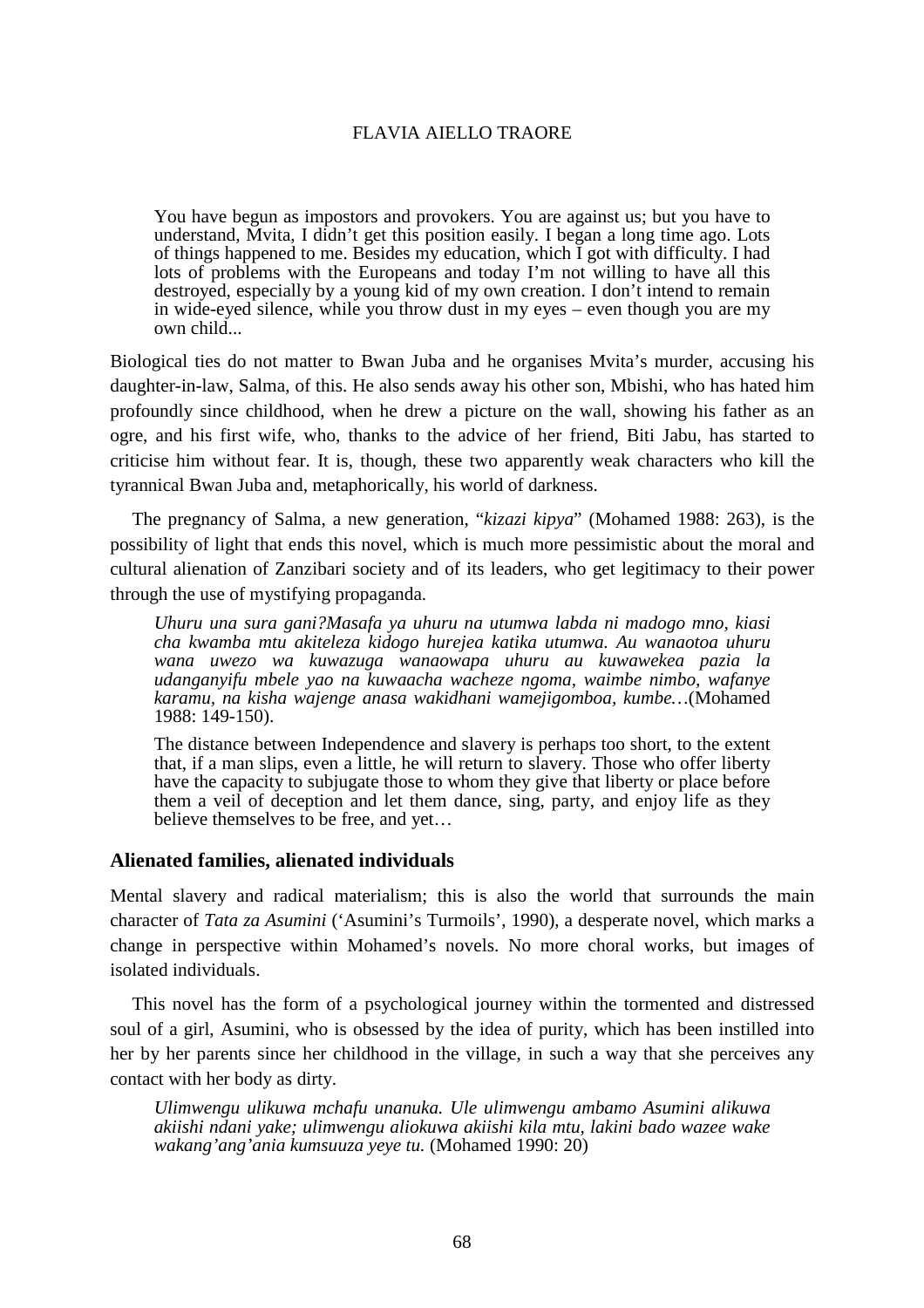> You have begun as impostors and provokers. You are against us; but you have to understand, Mvita, I didn't get this position easily. I began a long time ago. Lots of things happened to me. Besides my education, which I got with difficulty. I had lots of problems with the Europeans and today I'm not willing to have all this destroyed, especially by a young kid of my own creation. I don't intend to remain in wide-eyed silence, while you throw dust in my eyes – even though you are my own child...

Biological ties do not matter to Bwan Juba and he organises Mvita's murder, accusing his daughter-in-law, Salma, of this. He also sends away his other son, Mbishi, who has hated him profoundly since childhood, when he drew a picture on the wall, showing his father as an ogre, and his first wife, who, thanks to the advice of her friend, Biti Jabu, has started to criticise him without fear. It is, though, these two apparently weak characters who kill the tyrannical Bwan Juba and, metaphorically, his world of darkness.

The pregnancy of Salma, a new generation, "*kizazi kipya*" (Mohamed 1988: 263), is the possibility of light that ends this novel, which is much more pessimistic about the moral and cultural alienation of Zanzibari society and of its leaders, who get legitimacy to their power through the use of mystifying propaganda.

> *Uhuru una sura gani?Masafa ya uhuru na utumwa labda ni madogo mno, kiasi cha kwamba mtu akiteleza kidogo hurejea katika utumwa. Au wanaotoa uhuru wana uwezo wa kuwazuga wanaowapa uhuru au kuwawekea pazia la udanganyifu mbele yao na kuwaacha wacheze ngoma, waimbe nimbo, wafanye karamu, na kisha wajenge anasa wakidhani wamejigomboa, kumbe…*(Mohamed 1988: 149-150).
>
> The distance between Independence and slavery is perhaps too short, to the extent that, if a man slips, even a little, he will return to slavery. Those who offer liberty have the capacity to subjugate those to whom they give that liberty or place before them a veil of deception and let them dance, sing, party, and enjoy life as they believe themselves to be free, and yet…

### Alienated families, alienated individuals

Mental slavery and radical materialism; this is also the world that surrounds the main character of *Tata za Asumini* ('Asumini's Turmoils', 1990), a desperate novel, which marks a change in perspective within Mohamed's novels. No more choral works, but images of isolated individuals.

This novel has the form of a psychological journey within the tormented and distressed soul of a girl, Asumini, who is obsessed by the idea of purity, which has been instilled into her by her parents since her childhood in the village, in such a way that she perceives any contact with her body as dirty.

> *Ulimwengu ulikuwa mchafu unanuka. Ule ulimwengu ambamo Asumini alikuwa akiishi ndani yake; ulimwengu aliokuwa akiishi kila mtu, lakini bado wazee wake wakang'ang'ania kumsuuza yeye tu.* (Mohamed 1990: 20)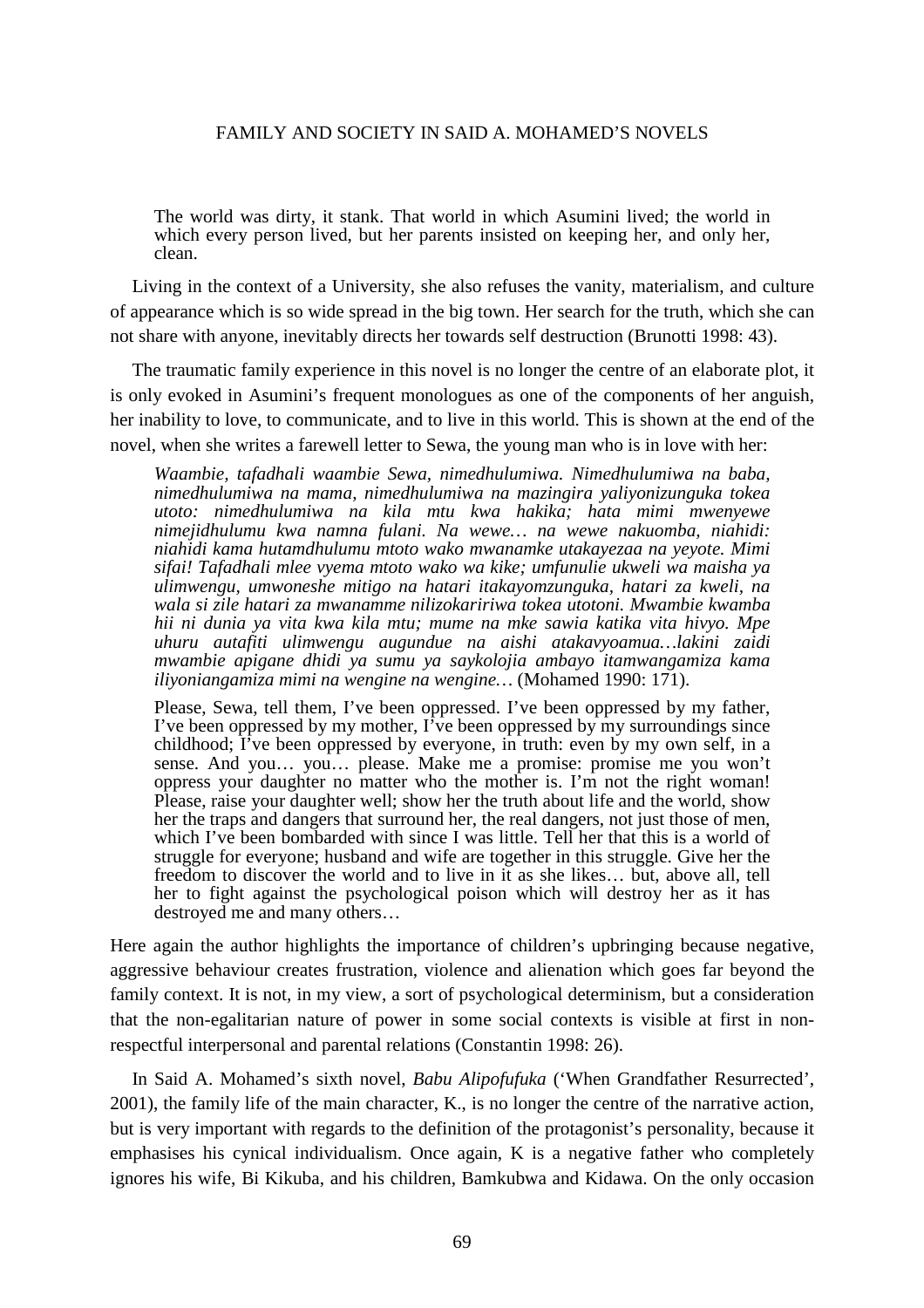> The world was dirty, it stank. That world in which Asumini lived; the world in which every person lived, but her parents insisted on keeping her, and only her, clean.

Living in the context of a University, she also refuses the vanity, materialism, and culture of appearance which is so wide spread in the big town. Her search for the truth, which she can not share with anyone, inevitably directs her towards self destruction (Brunotti 1998: 43).

The traumatic family experience in this novel is no longer the centre of an elaborate plot, it is only evoked in Asumini's frequent monologues as one of the components of her anguish, her inability to love, to communicate, and to live in this world. This is shown at the end of the novel, when she writes a farewell letter to Sewa, the young man who is in love with her:

> *Waambie, tafadhali waambie Sewa, nimedhulumiwa. Nimedhulumiwa na baba, nimedhulumiwa na mama, nimedhulumiwa na mazingira yaliyonizunguka tokea utoto: nimedhulumiwa na kila mtu kwa hakika; hata mimi mwenyewe nimejidhulumu kwa namna fulani. Na wewe… na wewe nakuomba, niahidi: niahidi kama hutamdhulumu mtoto wako mwanamke utakayezaa na yeyote. Mimi sifai! Tafadhali mlee vyema mtoto wako wa kike; umfunulie ukweli wa maisha ya ulimwengu, umwoneshe mitigo na hatari itakayomzunguka, hatari za kweli, na wala si zile hatari za mwanamme nilizokaririwa tokea utotoni. Mwambie kwamba hii ni dunia ya vita kwa kila mtu; mume na mke sawia katika vita hivyo. Mpe uhuru autafiti ulimwengu augundue na aishi atakavyoamua…lakini zaidi mwambie apigane dhidi ya sumu ya saykolojia ambayo itamwangamiza kama iliyoniangamiza mimi na wengine na wengine…* (Mohamed 1990: 171).
>
> Please, Sewa, tell them, I've been oppressed. I've been oppressed by my father, I've been oppressed by my mother, I've been oppressed by my surroundings since childhood; I've been oppressed by everyone, in truth: even by my own self, in a sense. And you… you… please. Make me a promise: promise me you won't oppress your daughter no matter who the mother is. I'm not the right woman! Please, raise your daughter well; show her the truth about life and the world, show her the traps and dangers that surround her, the real dangers, not just those of men, which I've been bombarded with since I was little. Tell her that this is a world of struggle for everyone; husband and wife are together in this struggle. Give her the freedom to discover the world and to live in it as she likes… but, above all, tell her to fight against the psychological poison which will destroy her as it has destroyed me and many others…

Here again the author highlights the importance of children's upbringing because negative, aggressive behaviour creates frustration, violence and alienation which goes far beyond the family context. It is not, in my view, a sort of psychological determinism, but a consideration that the non-egalitarian nature of power in some social contexts is visible at first in non-respectful interpersonal and parental relations (Constantin 1998: 26).

In Said A. Mohamed's sixth novel, *Babu Alipofufuka* ('When Grandfather Resurrected', 2001), the family life of the main character, K., is no longer the centre of the narrative action, but is very important with regards to the definition of the protagonist's personality, because it emphasises his cynical individualism. Once again, K is a negative father who completely ignores his wife, Bi Kikuba, and his children, Bamkubwa and Kidawa. On the only occasion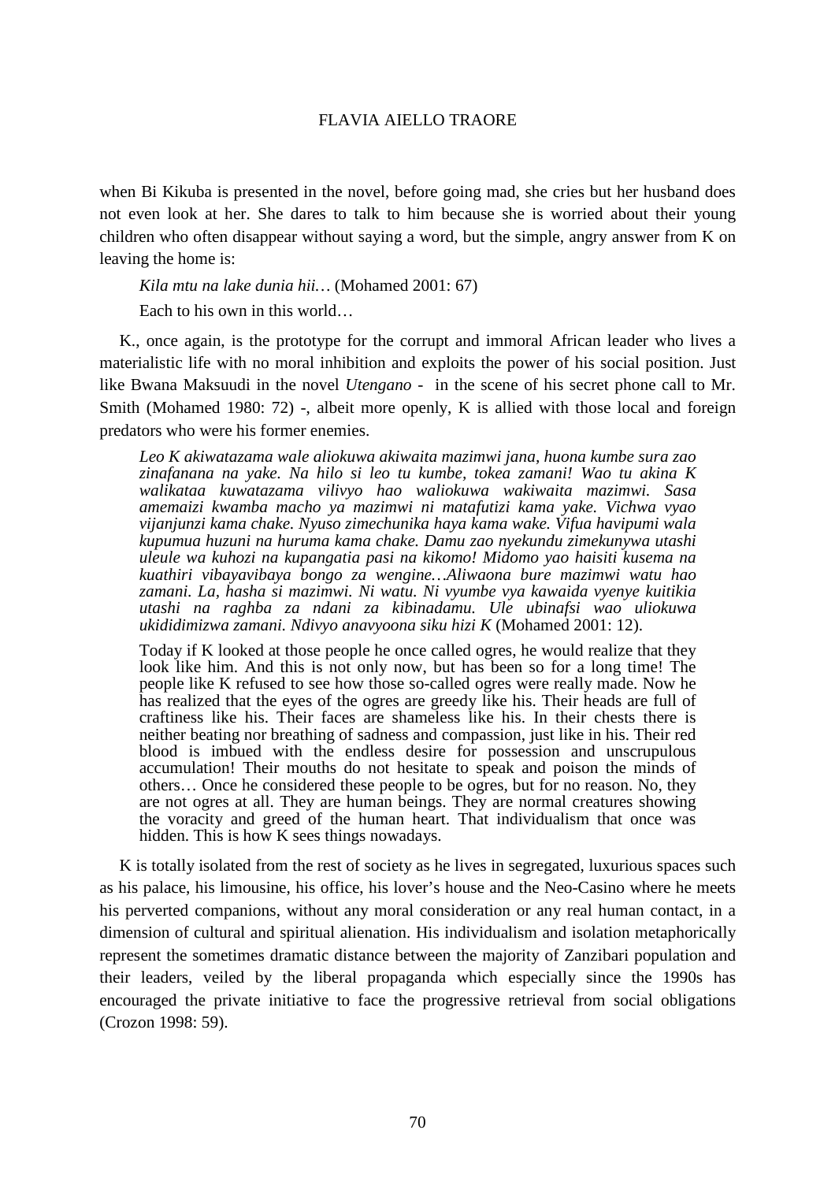when Bi Kikuba is presented in the novel, before going mad, she cries but her husband does not even look at her. She dares to talk to him because she is worried about their young children who often disappear without saying a word, but the simple, angry answer from K on leaving the home is:

> *Kila mtu na lake dunia hii…* (Mohamed 2001: 67)
>
> Each to his own in this world…

K., once again, is the prototype for the corrupt and immoral African leader who lives a materialistic life with no moral inhibition and exploits the power of his social position. Just like Bwana Maksuudi in the novel *Utengano* - in the scene of his secret phone call to Mr. Smith (Mohamed 1980: 72) -, albeit more openly, K is allied with those local and foreign predators who were his former enemies.

> *Leo K akiwatazama wale aliokuwa akiwaita mazimwi jana, huona kumbe sura zao zinafanana na yake. Na hilo si leo tu kumbe, tokea zamani! Wao tu akina K walikataa kuwatazama vilivyo hao waliokuwa wakiwaita mazimwi. Sasa amemaizi kwamba macho ya mazimwi ni matafutizi kama yake. Vichwa vyao vijanjunzi kama chake. Nyuso zimechunika haya kama wake. Vifua havipumi wala kupumua huzuni na huruma kama chake. Damu zao nyekundu zimekunywa utashi uleule wa kuhozi na kupangatia pasi na kikomo! Midomo yao haisiti kusema na kuathiri vibayavibaya bongo za wengine…Aliwaona bure mazimwi watu hao zamani. La, hasha si mazimwi. Ni watu. Ni vyumbe vya kawaida vyenye kuitikia utashi na raghba za ndani za kibinadamu. Ule ubinafsi wao uliokuwa ukididimizwa zamani. Ndivyo anavyoona siku hizi K* (Mohamed 2001: 12).
>
> Today if K looked at those people he once called ogres, he would realize that they look like him. And this is not only now, but has been so for a long time! The people like K refused to see how those so-called ogres were really made. Now he has realized that the eyes of the ogres are greedy like his. Their heads are full of craftiness like his. Their faces are shameless like his. In their chests there is neither beating nor breathing of sadness and compassion, just like in his. Their red blood is imbued with the endless desire for possession and unscrupulous accumulation! Their mouths do not hesitate to speak and poison the minds of others… Once he considered these people to be ogres, but for no reason. No, they are not ogres at all. They are human beings. They are normal creatures showing the voracity and greed of the human heart. That individualism that once was hidden. This is how K sees things nowadays.

K is totally isolated from the rest of society as he lives in segregated, luxurious spaces such as his palace, his limousine, his office, his lover's house and the Neo-Casino where he meets his perverted companions, without any moral consideration or any real human contact, in a dimension of cultural and spiritual alienation. His individualism and isolation metaphorically represent the sometimes dramatic distance between the majority of Zanzibari population and their leaders, veiled by the liberal propaganda which especially since the 1990s has encouraged the private initiative to face the progressive retrieval from social obligations (Crozon 1998: 59).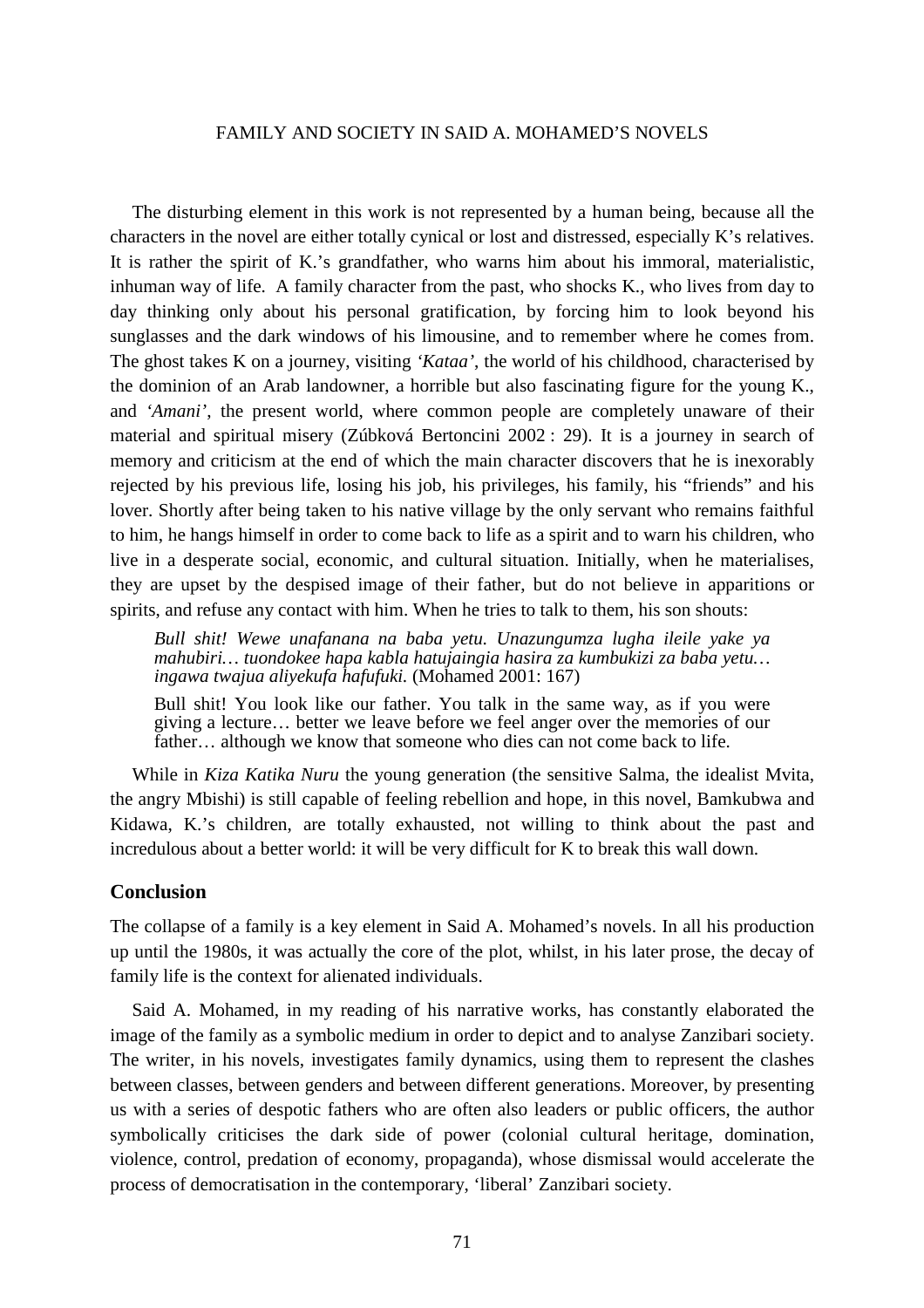The disturbing element in this work is not represented by a human being, because all the characters in the novel are either totally cynical or lost and distressed, especially K's relatives. It is rather the spirit of K.'s grandfather, who warns him about his immoral, materialistic, inhuman way of life. A family character from the past, who shocks K., who lives from day to day thinking only about his personal gratification, by forcing him to look beyond his sunglasses and the dark windows of his limousine, and to remember where he comes from. The ghost takes K on a journey, visiting *'Kataa'*, the world of his childhood, characterised by the dominion of an Arab landowner, a horrible but also fascinating figure for the young K., and *'Amani'*, the present world, where common people are completely unaware of their material and spiritual misery (Zúbková Bertoncini 2002 : 29). It is a journey in search of memory and criticism at the end of which the main character discovers that he is inexorably rejected by his previous life, losing his job, his privileges, his family, his "friends" and his lover. Shortly after being taken to his native village by the only servant who remains faithful to him, he hangs himself in order to come back to life as a spirit and to warn his children, who live in a desperate social, economic, and cultural situation. Initially, when he materialises, they are upset by the despised image of their father, but do not believe in apparitions or spirits, and refuse any contact with him. When he tries to talk to them, his son shouts:

> *Bull shit! Wewe unafanana na baba yetu. Unazungumza lugha ileile yake ya mahubiri… tuondokee hapa kabla hatujaingia hasira za kumbukizi za baba yetu… ingawa twajua aliyekufa hafufuki.* (Mohamed 2001: 167)
>
> Bull shit! You look like our father. You talk in the same way, as if you were giving a lecture… better we leave before we feel anger over the memories of our father… although we know that someone who dies can not come back to life.

While in *Kiza Katika Nuru* the young generation (the sensitive Salma, the idealist Mvita, the angry Mbishi) is still capable of feeling rebellion and hope, in this novel, Bamkubwa and Kidawa, K.'s children, are totally exhausted, not willing to think about the past and incredulous about a better world: it will be very difficult for K to break this wall down.

## Conclusion

The collapse of a family is a key element in Said A. Mohamed's novels. In all his production up until the 1980s, it was actually the core of the plot, whilst, in his later prose, the decay of family life is the context for alienated individuals.

Said A. Mohamed, in my reading of his narrative works, has constantly elaborated the image of the family as a symbolic medium in order to depict and to analyse Zanzibari society. The writer, in his novels, investigates family dynamics, using them to represent the clashes between classes, between genders and between different generations. Moreover, by presenting us with a series of despotic fathers who are often also leaders or public officers, the author symbolically criticises the dark side of power (colonial cultural heritage, domination, violence, control, predation of economy, propaganda), whose dismissal would accelerate the process of democratisation in the contemporary, 'liberal' Zanzibari society.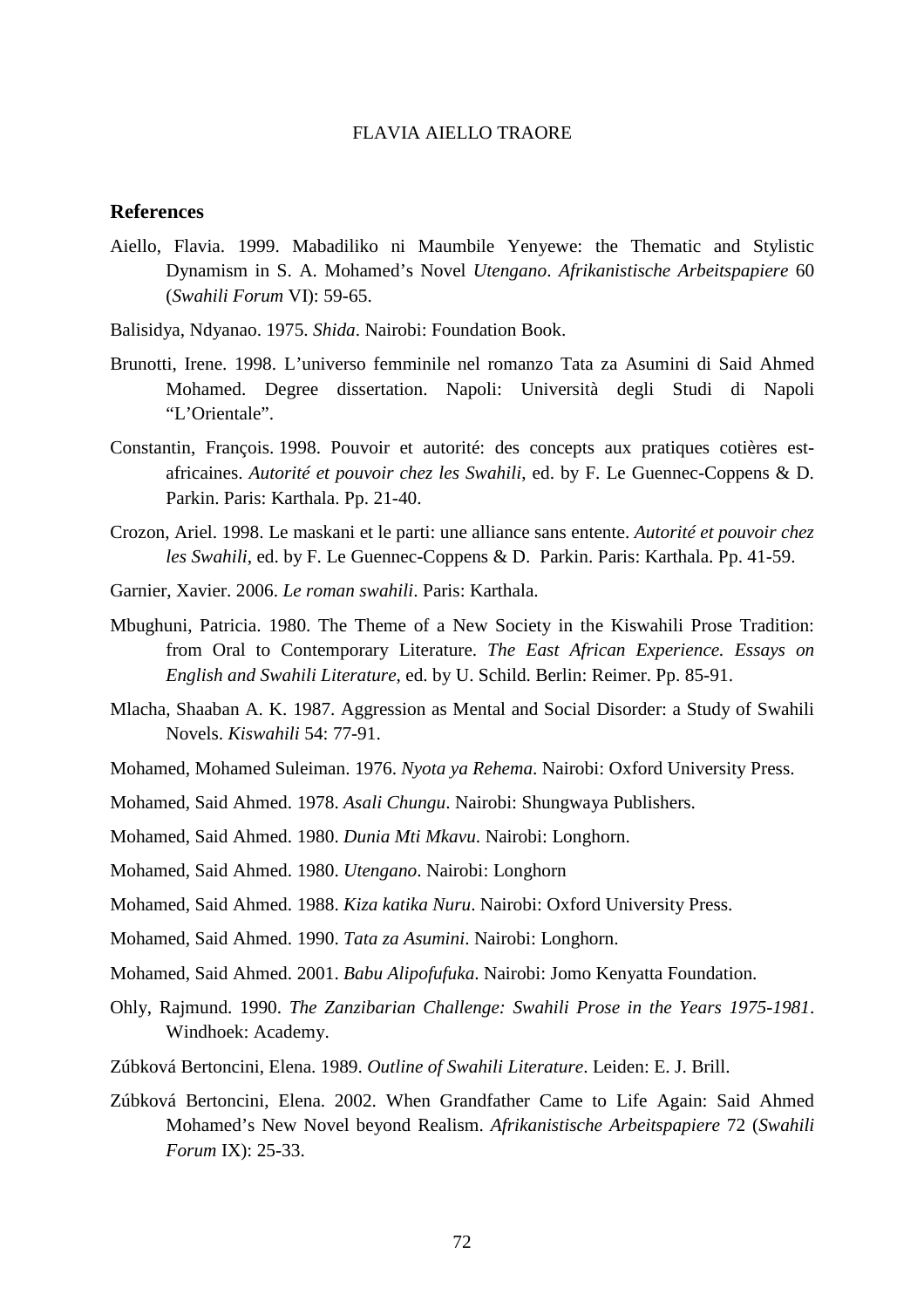## References

Aiello, Flavia. 1999. Mabadiliko ni Maumbile Yenyewe: the Thematic and Stylistic Dynamism in S. A. Mohamed's Novel *Utengano*. *Afrikanistische Arbeitspapiere* 60 (*Swahili Forum* VI): 59-65.

Balisidya, Ndyanao. 1975. *Shida*. Nairobi: Foundation Book.

Brunotti, Irene. 1998. L'universo femminile nel romanzo Tata za Asumini di Said Ahmed Mohamed. Degree dissertation. Napoli: Università degli Studi di Napoli "L'Orientale".

Constantin, François. 1998. Pouvoir et autorité: des concepts aux pratiques cotières est-africaines. *Autorité et pouvoir chez les Swahili*, ed. by F. Le Guennec-Coppens & D. Parkin. Paris: Karthala. Pp. 21-40.

Crozon, Ariel. 1998. Le maskani et le parti: une alliance sans entente. *Autorité et pouvoir chez les Swahili*, ed. by F. Le Guennec-Coppens & D. Parkin. Paris: Karthala. Pp. 41-59.

Garnier, Xavier. 2006. *Le roman swahili*. Paris: Karthala.

Mbughuni, Patricia. 1980. The Theme of a New Society in the Kiswahili Prose Tradition: from Oral to Contemporary Literature. *The East African Experience. Essays on English and Swahili Literature*, ed. by U. Schild. Berlin: Reimer. Pp. 85-91.

Mlacha, Shaaban A. K. 1987. Aggression as Mental and Social Disorder: a Study of Swahili Novels. *Kiswahili* 54: 77-91.

Mohamed, Mohamed Suleiman. 1976. *Nyota ya Rehema*. Nairobi: Oxford University Press.

Mohamed, Said Ahmed. 1978. *Asali Chungu*. Nairobi: Shungwaya Publishers.

Mohamed, Said Ahmed. 1980. *Dunia Mti Mkavu*. Nairobi: Longhorn.

Mohamed, Said Ahmed. 1980. *Utengano*. Nairobi: Longhorn

Mohamed, Said Ahmed. 1988. *Kiza katika Nuru*. Nairobi: Oxford University Press.

Mohamed, Said Ahmed. 1990. *Tata za Asumini*. Nairobi: Longhorn.

Mohamed, Said Ahmed. 2001. *Babu Alipofufuka*. Nairobi: Jomo Kenyatta Foundation.

Ohly, Rajmund. 1990. *The Zanzibarian Challenge: Swahili Prose in the Years 1975-1981*. Windhoek: Academy.

Zúbková Bertoncini, Elena. 1989. *Outline of Swahili Literature*. Leiden: E. J. Brill.

Zúbková Bertoncini, Elena. 2002. When Grandfather Came to Life Again: Said Ahmed Mohamed's New Novel beyond Realism. *Afrikanistische Arbeitspapiere* 72 (*Swahili Forum* IX): 25-33.